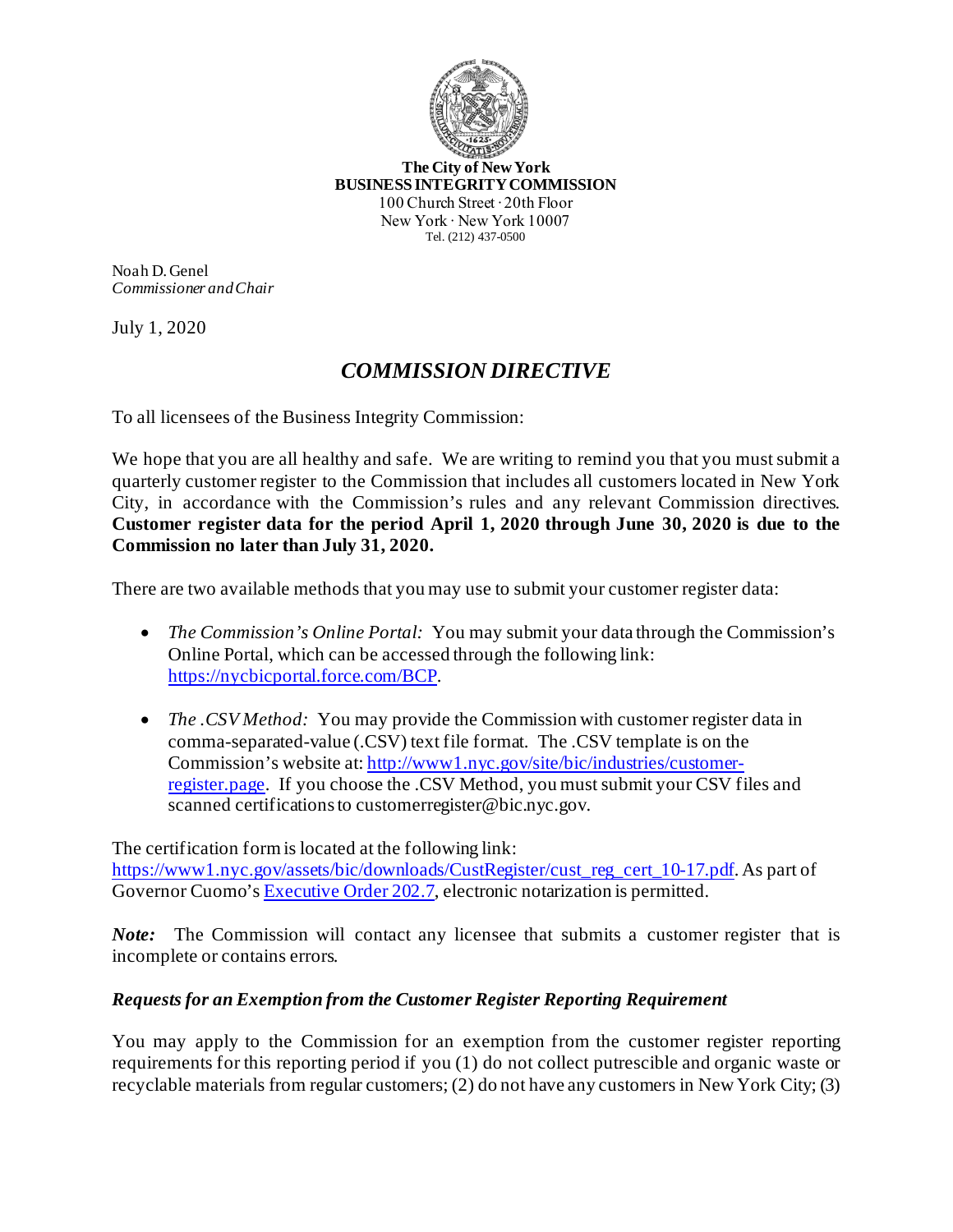**The City of New York**
**BUSINESS INTEGRITY COMMISSION**
100 Church Street · 20th Floor
New York · New York 10007
Tel. (212) 437-0500

Noah D. Genel
*Commissioner and Chair*

July 1, 2020

## *COMMISSION DIRECTIVE*

To all licensees of the Business Integrity Commission:

We hope that you are all healthy and safe. We are writing to remind you that you must submit a quarterly customer register to the Commission that includes all customers located in New York City, in accordance with the Commission's rules and any relevant Commission directives. **Customer register data for the period April 1, 2020 through June 30, 2020 is due to the Commission no later than July 31, 2020.**

There are two available methods that you may use to submit your customer register data:

- *The Commission's Online Portal:* You may submit your data through the Commission's Online Portal, which can be accessed through the following link: [https://nycbicportal.force.com/BCP](https://nycbicportal.force.com/BCP).
- *The .CSV Method:* You may provide the Commission with customer register data in comma-separated-value (.CSV) text file format. The .CSV template is on the Commission's website at: [http://www1.nyc.gov/site/bic/industries/customer-register.page](http://www1.nyc.gov/site/bic/industries/customer-register.page). If you choose the .CSV Method, you must submit your CSV files and scanned certifications to customerregister@bic.nyc.gov.

The certification form is located at the following link: [https://www1.nyc.gov/assets/bic/downloads/CustRegister/cust_reg_cert_10-17.pdf](https://www1.nyc.gov/assets/bic/downloads/CustRegister/cust_reg_cert_10-17.pdf). As part of Governor Cuomo's Executive Order 202.7, electronic notarization is permitted.

***Note:*** The Commission will contact any licensee that submits a customer register that is incomplete or contains errors.

### *Requests for an Exemption from the Customer Register Reporting Requirement*

You may apply to the Commission for an exemption from the customer register reporting requirements for this reporting period if you (1) do not collect putrescible and organic waste or recyclable materials from regular customers; (2) do not have any customers in New York City; (3)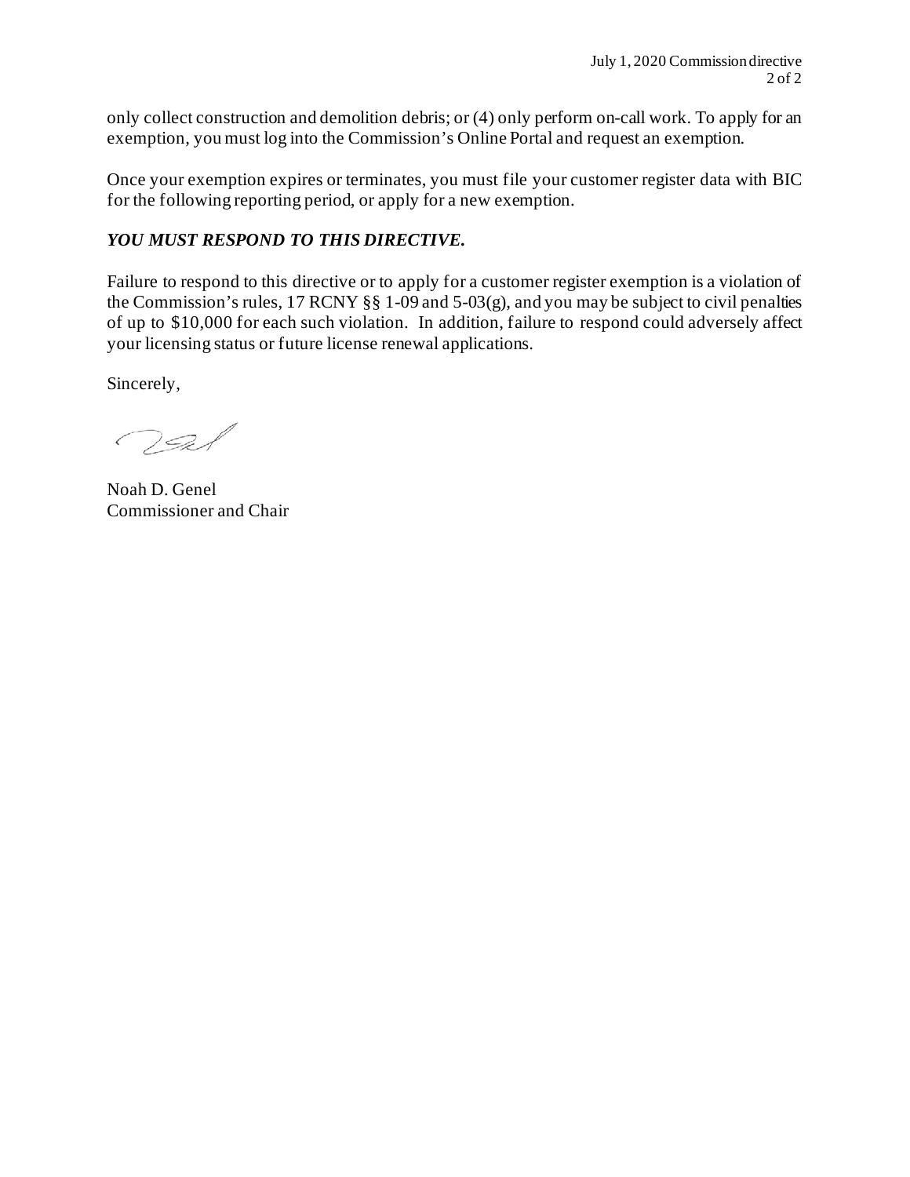only collect construction and demolition debris; or (4) only perform on-call work. To apply for an exemption, you must log into the Commission's Online Portal and request an exemption.

Once your exemption expires or terminates, you must file your customer register data with BIC for the following reporting period, or apply for a new exemption.

***YOU MUST RESPOND TO THIS DIRECTIVE.***

Failure to respond to this directive or to apply for a customer register exemption is a violation of the Commission's rules, 17 RCNY §§ 1-09 and 5-03(g), and you may be subject to civil penalties of up to $10,000 for each such violation. In addition, failure to respond could adversely affect your licensing status or future license renewal applications.

Sincerely,

Noah D. Genel
Commissioner and Chair